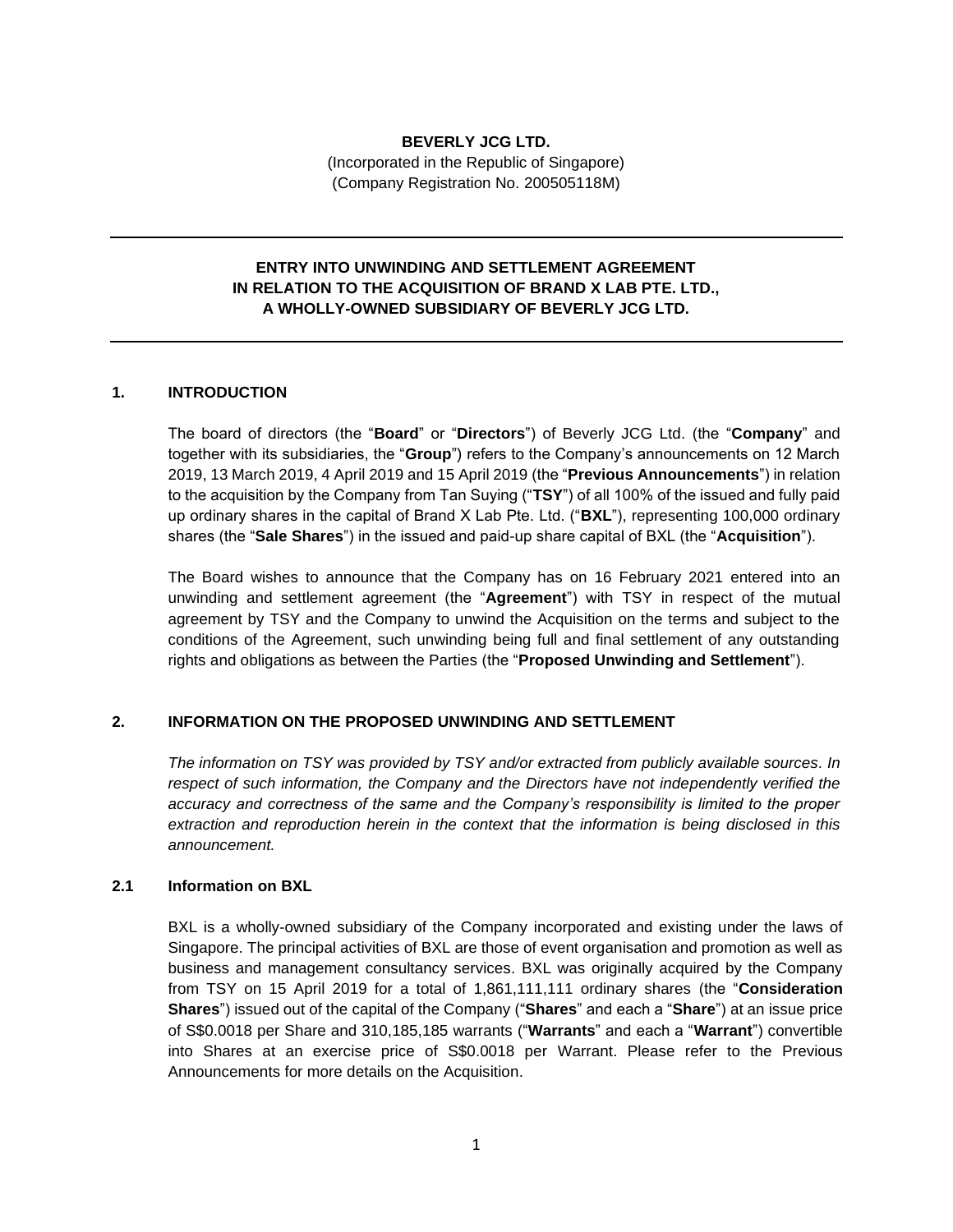**BEVERLY JCG LTD.**
(Incorporated in the Republic of Singapore)
(Company Registration No. 200505118M)

---

**ENTRY INTO UNWINDING AND SETTLEMENT AGREEMENT IN RELATION TO THE ACQUISITION OF BRAND X LAB PTE. LTD., A WHOLLY-OWNED SUBSIDIARY OF BEVERLY JCG LTD.**

---

## 1. INTRODUCTION

The board of directors (the "**Board**" or "**Directors**") of Beverly JCG Ltd. (the "**Company**" and together with its subsidiaries, the "**Group**") refers to the Company's announcements on 12 March 2019, 13 March 2019, 4 April 2019 and 15 April 2019 (the "**Previous Announcements**") in relation to the acquisition by the Company from Tan Suying ("**TSY**") of all 100% of the issued and fully paid up ordinary shares in the capital of Brand X Lab Pte. Ltd. ("**BXL**"), representing 100,000 ordinary shares (the "**Sale Shares**") in the issued and paid-up share capital of BXL (the "**Acquisition**").

The Board wishes to announce that the Company has on 16 February 2021 entered into an unwinding and settlement agreement (the "**Agreement**") with TSY in respect of the mutual agreement by TSY and the Company to unwind the Acquisition on the terms and subject to the conditions of the Agreement, such unwinding being full and final settlement of any outstanding rights and obligations as between the Parties (the "**Proposed Unwinding and Settlement**").

## 2. INFORMATION ON THE PROPOSED UNWINDING AND SETTLEMENT

*The information on TSY was provided by TSY and/or extracted from publicly available sources. In respect of such information, the Company and the Directors have not independently verified the accuracy and correctness of the same and the Company's responsibility is limited to the proper extraction and reproduction herein in the context that the information is being disclosed in this announcement.*

### 2.1 Information on BXL

BXL is a wholly-owned subsidiary of the Company incorporated and existing under the laws of Singapore. The principal activities of BXL are those of event organisation and promotion as well as business and management consultancy services. BXL was originally acquired by the Company from TSY on 15 April 2019 for a total of 1,861,111,111 ordinary shares (the "**Consideration Shares**") issued out of the capital of the Company ("**Shares**" and each a "**Share**") at an issue price of S$0.0018 per Share and 310,185,185 warrants ("**Warrants**" and each a "**Warrant**") convertible into Shares at an exercise price of S$0.0018 per Warrant. Please refer to the Previous Announcements for more details on the Acquisition.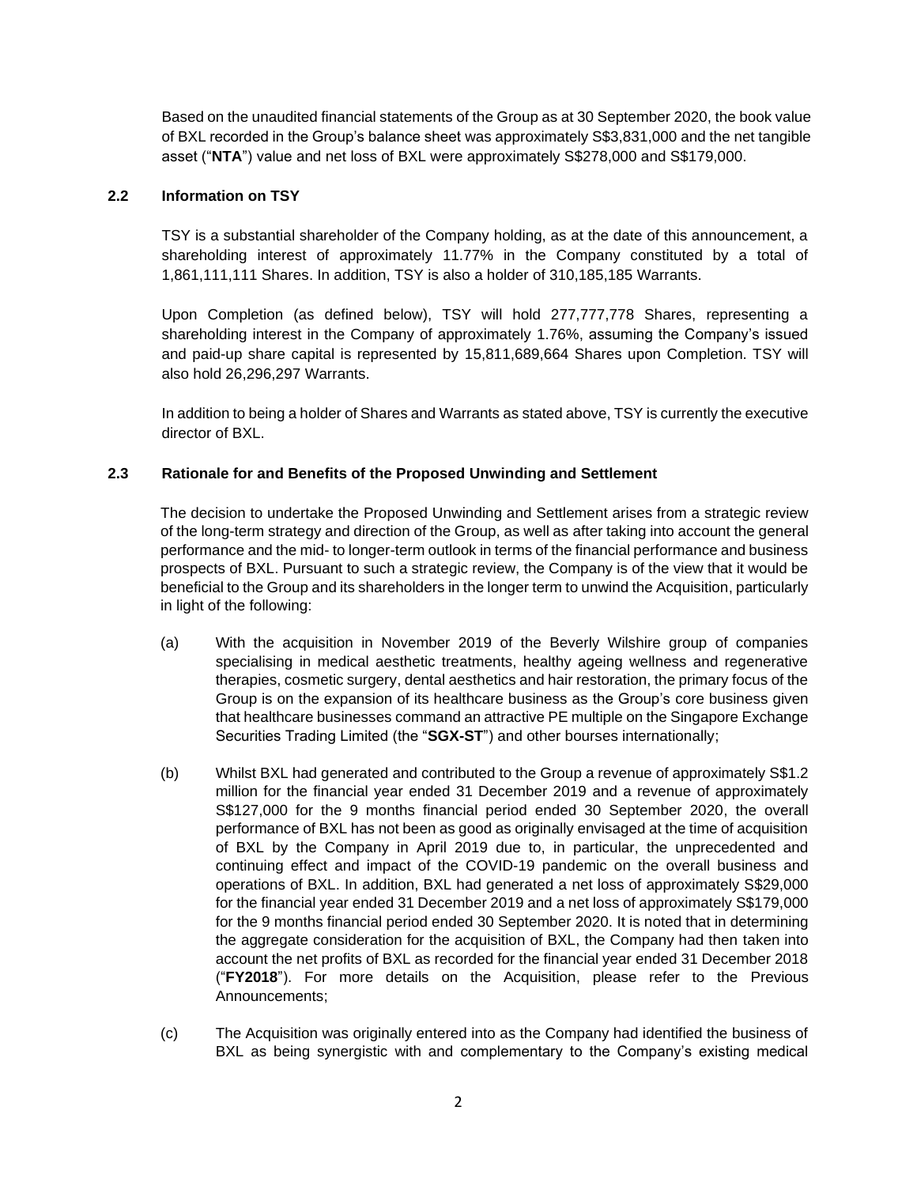Based on the unaudited financial statements of the Group as at 30 September 2020, the book value of BXL recorded in the Group's balance sheet was approximately S$3,831,000 and the net tangible asset ("**NTA**") value and net loss of BXL were approximately S$278,000 and S$179,000.

### 2.2 Information on TSY

TSY is a substantial shareholder of the Company holding, as at the date of this announcement, a shareholding interest of approximately 11.77% in the Company constituted by a total of 1,861,111,111 Shares. In addition, TSY is also a holder of 310,185,185 Warrants.

Upon Completion (as defined below), TSY will hold 277,777,778 Shares, representing a shareholding interest in the Company of approximately 1.76%, assuming the Company's issued and paid-up share capital is represented by 15,811,689,664 Shares upon Completion. TSY will also hold 26,296,297 Warrants.

In addition to being a holder of Shares and Warrants as stated above, TSY is currently the executive director of BXL.

### 2.3 Rationale for and Benefits of the Proposed Unwinding and Settlement

The decision to undertake the Proposed Unwinding and Settlement arises from a strategic review of the long-term strategy and direction of the Group, as well as after taking into account the general performance and the mid- to longer-term outlook in terms of the financial performance and business prospects of BXL. Pursuant to such a strategic review, the Company is of the view that it would be beneficial to the Group and its shareholders in the longer term to unwind the Acquisition, particularly in light of the following:

(a) With the acquisition in November 2019 of the Beverly Wilshire group of companies specialising in medical aesthetic treatments, healthy ageing wellness and regenerative therapies, cosmetic surgery, dental aesthetics and hair restoration, the primary focus of the Group is on the expansion of its healthcare business as the Group's core business given that healthcare businesses command an attractive PE multiple on the Singapore Exchange Securities Trading Limited (the "**SGX-ST**") and other bourses internationally;

(b) Whilst BXL had generated and contributed to the Group a revenue of approximately S$1.2 million for the financial year ended 31 December 2019 and a revenue of approximately S$127,000 for the 9 months financial period ended 30 September 2020, the overall performance of BXL has not been as good as originally envisaged at the time of acquisition of BXL by the Company in April 2019 due to, in particular, the unprecedented and continuing effect and impact of the COVID-19 pandemic on the overall business and operations of BXL. In addition, BXL had generated a net loss of approximately S$29,000 for the financial year ended 31 December 2019 and a net loss of approximately S$179,000 for the 9 months financial period ended 30 September 2020. It is noted that in determining the aggregate consideration for the acquisition of BXL, the Company had then taken into account the net profits of BXL as recorded for the financial year ended 31 December 2018 ("**FY2018**"). For more details on the Acquisition, please refer to the Previous Announcements;

(c) The Acquisition was originally entered into as the Company had identified the business of BXL as being synergistic with and complementary to the Company's existing medical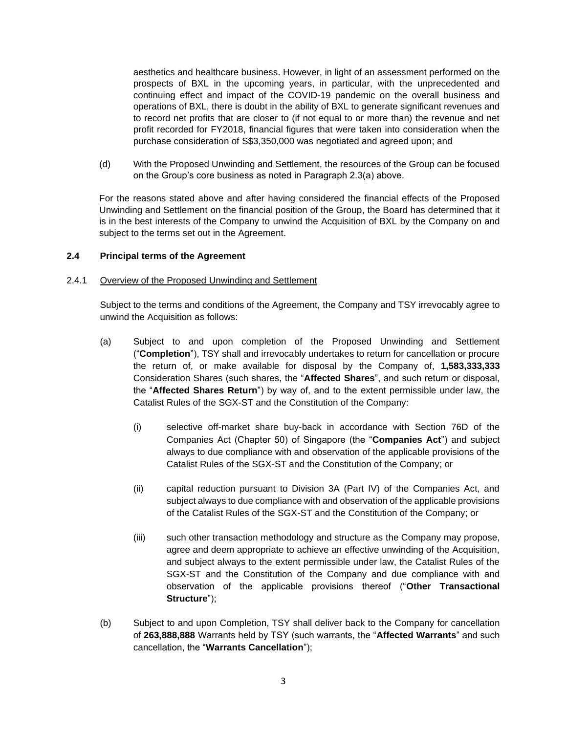aesthetics and healthcare business. However, in light of an assessment performed on the prospects of BXL in the upcoming years, in particular, with the unprecedented and continuing effect and impact of the COVID-19 pandemic on the overall business and operations of BXL, there is doubt in the ability of BXL to generate significant revenues and to record net profits that are closer to (if not equal to or more than) the revenue and net profit recorded for FY2018, financial figures that were taken into consideration when the purchase consideration of S$3,350,000 was negotiated and agreed upon; and

(d) With the Proposed Unwinding and Settlement, the resources of the Group can be focused on the Group's core business as noted in Paragraph 2.3(a) above.

For the reasons stated above and after having considered the financial effects of the Proposed Unwinding and Settlement on the financial position of the Group, the Board has determined that it is in the best interests of the Company to unwind the Acquisition of BXL by the Company on and subject to the terms set out in the Agreement.

### 2.4 Principal terms of the Agreement

2.4.1 Overview of the Proposed Unwinding and Settlement

Subject to the terms and conditions of the Agreement, the Company and TSY irrevocably agree to unwind the Acquisition as follows:

(a) Subject to and upon completion of the Proposed Unwinding and Settlement ("**Completion**"), TSY shall and irrevocably undertakes to return for cancellation or procure the return of, or make available for disposal by the Company of, **1,583,333,333** Consideration Shares (such shares, the "**Affected Shares**", and such return or disposal, the "**Affected Shares Return**") by way of, and to the extent permissible under law, the Catalist Rules of the SGX-ST and the Constitution of the Company:

   (i) selective off-market share buy-back in accordance with Section 76D of the Companies Act (Chapter 50) of Singapore (the "**Companies Act**") and subject always to due compliance with and observation of the applicable provisions of the Catalist Rules of the SGX-ST and the Constitution of the Company; or

   (ii) capital reduction pursuant to Division 3A (Part IV) of the Companies Act, and subject always to due compliance with and observation of the applicable provisions of the Catalist Rules of the SGX-ST and the Constitution of the Company; or

   (iii) such other transaction methodology and structure as the Company may propose, agree and deem appropriate to achieve an effective unwinding of the Acquisition, and subject always to the extent permissible under law, the Catalist Rules of the SGX-ST and the Constitution of the Company and due compliance with and observation of the applicable provisions thereof ("**Other Transactional Structure**");

(b) Subject to and upon Completion, TSY shall deliver back to the Company for cancellation of **263,888,888** Warrants held by TSY (such warrants, the "**Affected Warrants**" and such cancellation, the "**Warrants Cancellation**");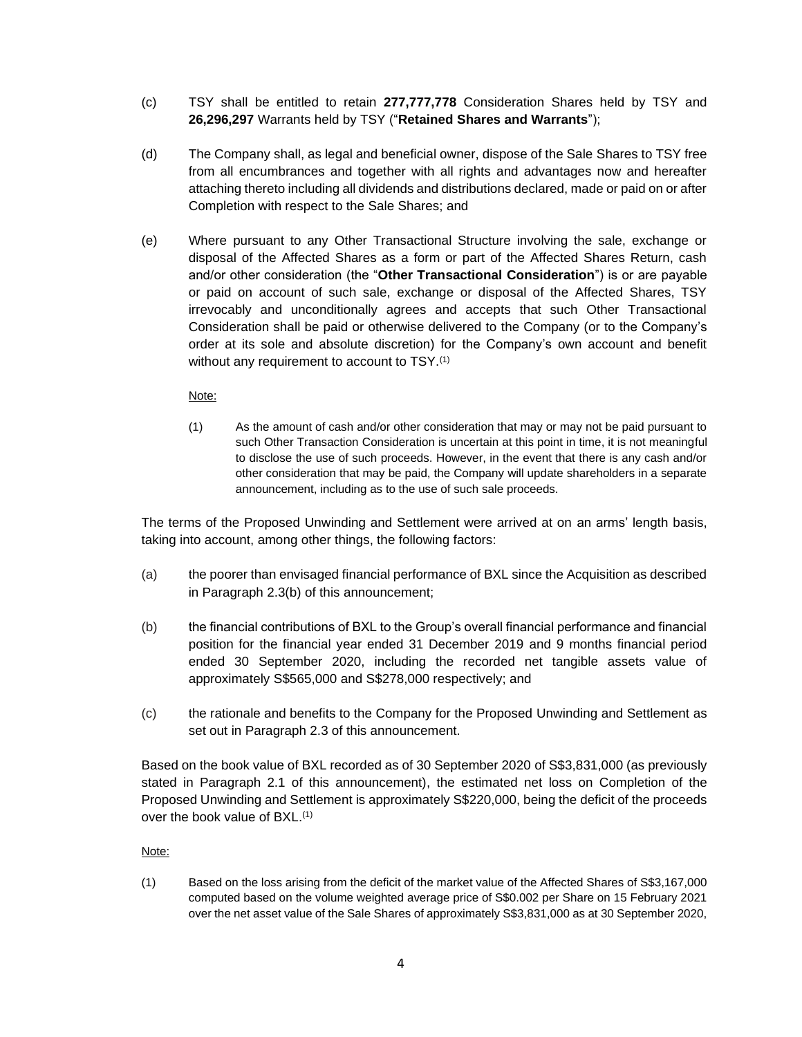(c) TSY shall be entitled to retain **277,777,778** Consideration Shares held by TSY and **26,296,297** Warrants held by TSY ("**Retained Shares and Warrants**");

(d) The Company shall, as legal and beneficial owner, dispose of the Sale Shares to TSY free from all encumbrances and together with all rights and advantages now and hereafter attaching thereto including all dividends and distributions declared, made or paid on or after Completion with respect to the Sale Shares; and

(e) Where pursuant to any Other Transactional Structure involving the sale, exchange or disposal of the Affected Shares as a form or part of the Affected Shares Return, cash and/or other consideration (the "**Other Transactional Consideration**") is or are payable or paid on account of such sale, exchange or disposal of the Affected Shares, TSY irrevocably and unconditionally agrees and accepts that such Other Transactional Consideration shall be paid or otherwise delivered to the Company (or to the Company's order at its sole and absolute discretion) for the Company's own account and benefit without any requirement to account to TSY.[1]

Note:

(1) As the amount of cash and/or other consideration that may or may not be paid pursuant to such Other Transaction Consideration is uncertain at this point in time, it is not meaningful to disclose the use of such proceeds. However, in the event that there is any cash and/or other consideration that may be paid, the Company will update shareholders in a separate announcement, including as to the use of such sale proceeds.

The terms of the Proposed Unwinding and Settlement were arrived at on an arms' length basis, taking into account, among other things, the following factors:

(a) the poorer than envisaged financial performance of BXL since the Acquisition as described in Paragraph 2.3(b) of this announcement;

(b) the financial contributions of BXL to the Group's overall financial performance and financial position for the financial year ended 31 December 2019 and 9 months financial period ended 30 September 2020, including the recorded net tangible assets value of approximately S$565,000 and S$278,000 respectively; and

(c) the rationale and benefits to the Company for the Proposed Unwinding and Settlement as set out in Paragraph 2.3 of this announcement.

Based on the book value of BXL recorded as of 30 September 2020 of S$3,831,000 (as previously stated in Paragraph 2.1 of this announcement), the estimated net loss on Completion of the Proposed Unwinding and Settlement is approximately S$220,000, being the deficit of the proceeds over the book value of BXL.[1]

Note:

(1) Based on the loss arising from the deficit of the market value of the Affected Shares of S$3,167,000 computed based on the volume weighted average price of S$0.002 per Share on 15 February 2021 over the net asset value of the Sale Shares of approximately S$3,831,000 as at 30 September 2020,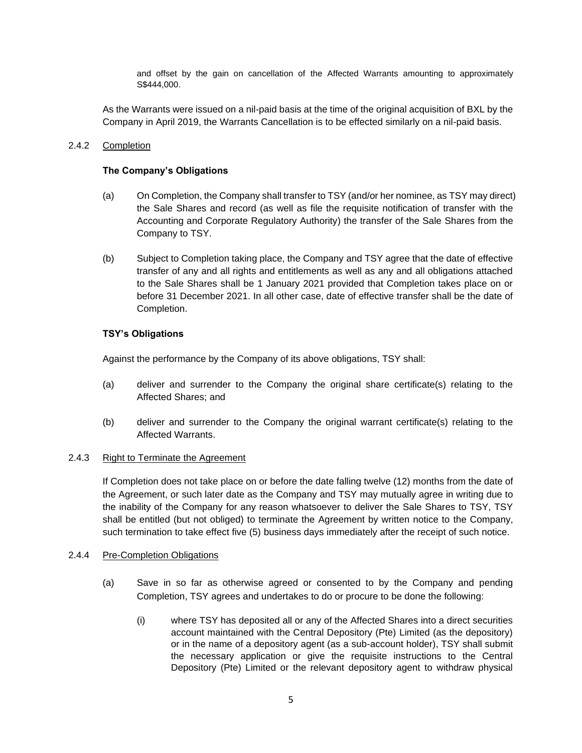and offset by the gain on cancellation of the Affected Warrants amounting to approximately S$444,000.

As the Warrants were issued on a nil-paid basis at the time of the original acquisition of BXL by the Company in April 2019, the Warrants Cancellation is to be effected similarly on a nil-paid basis.

### 2.4.2 Completion

**The Company's Obligations**

(a) On Completion, the Company shall transfer to TSY (and/or her nominee, as TSY may direct) the Sale Shares and record (as well as file the requisite notification of transfer with the Accounting and Corporate Regulatory Authority) the transfer of the Sale Shares from the Company to TSY.

(b) Subject to Completion taking place, the Company and TSY agree that the date of effective transfer of any and all rights and entitlements as well as any and all obligations attached to the Sale Shares shall be 1 January 2021 provided that Completion takes place on or before 31 December 2021. In all other case, date of effective transfer shall be the date of Completion.

**TSY's Obligations**

Against the performance by the Company of its above obligations, TSY shall:

(a) deliver and surrender to the Company the original share certificate(s) relating to the Affected Shares; and

(b) deliver and surrender to the Company the original warrant certificate(s) relating to the Affected Warrants.

### 2.4.3 Right to Terminate the Agreement

If Completion does not take place on or before the date falling twelve (12) months from the date of the Agreement, or such later date as the Company and TSY may mutually agree in writing due to the inability of the Company for any reason whatsoever to deliver the Sale Shares to TSY, TSY shall be entitled (but not obliged) to terminate the Agreement by written notice to the Company, such termination to take effect five (5) business days immediately after the receipt of such notice.

### 2.4.4 Pre-Completion Obligations

(a) Save in so far as otherwise agreed or consented to by the Company and pending Completion, TSY agrees and undertakes to do or procure to be done the following:

(i) where TSY has deposited all or any of the Affected Shares into a direct securities account maintained with the Central Depository (Pte) Limited (as the depository) or in the name of a depository agent (as a sub-account holder), TSY shall submit the necessary application or give the requisite instructions to the Central Depository (Pte) Limited or the relevant depository agent to withdraw physical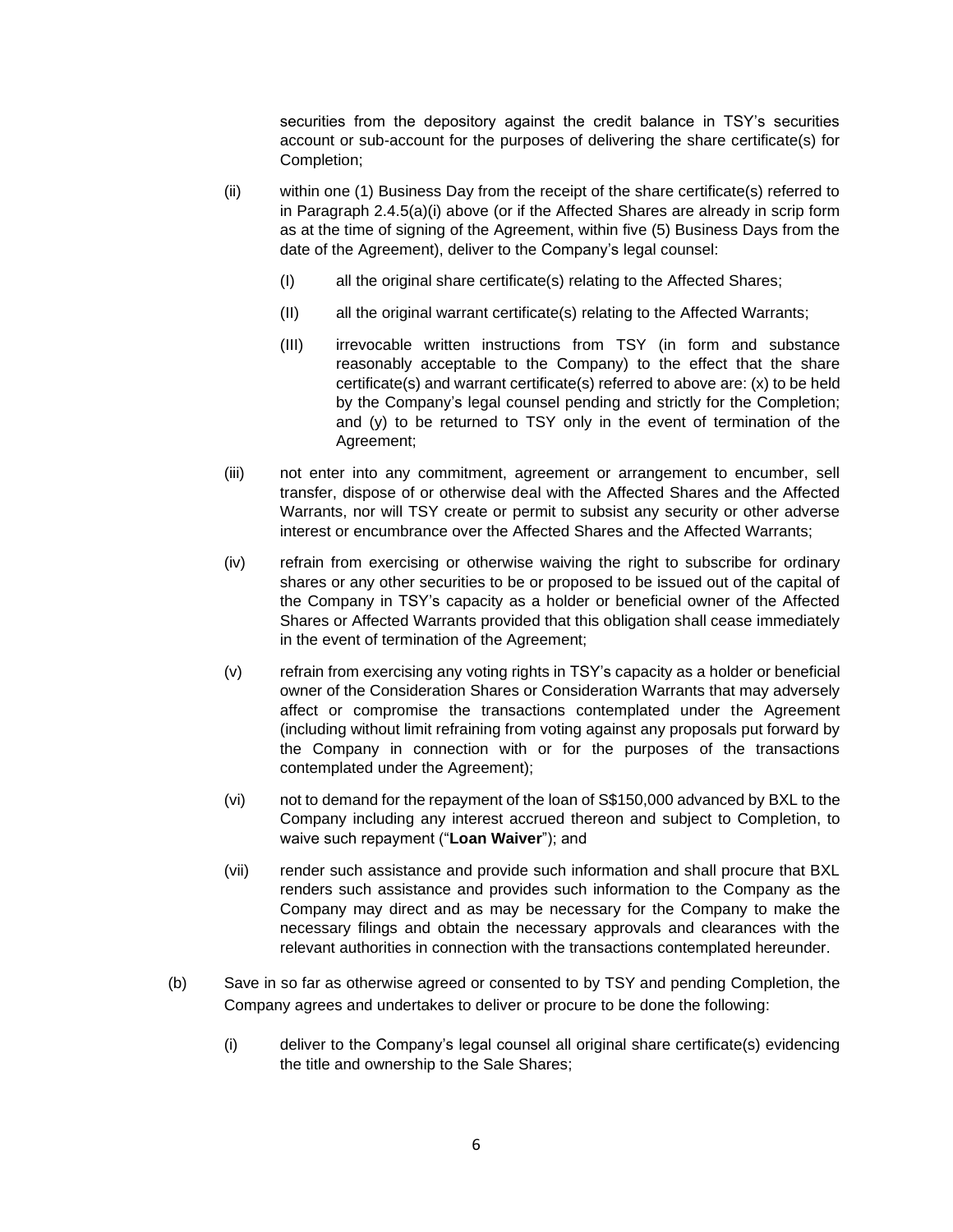securities from the depository against the credit balance in TSY's securities account or sub-account for the purposes of delivering the share certificate(s) for Completion;

(ii) within one (1) Business Day from the receipt of the share certificate(s) referred to in Paragraph 2.4.5(a)(i) above (or if the Affected Shares are already in scrip form as at the time of signing of the Agreement, within five (5) Business Days from the date of the Agreement), deliver to the Company's legal counsel:

(I) all the original share certificate(s) relating to the Affected Shares;

(II) all the original warrant certificate(s) relating to the Affected Warrants;

(III) irrevocable written instructions from TSY (in form and substance reasonably acceptable to the Company) to the effect that the share certificate(s) and warrant certificate(s) referred to above are: (x) to be held by the Company's legal counsel pending and strictly for the Completion; and (y) to be returned to TSY only in the event of termination of the Agreement;

(iii) not enter into any commitment, agreement or arrangement to encumber, sell transfer, dispose of or otherwise deal with the Affected Shares and the Affected Warrants, nor will TSY create or permit to subsist any security or other adverse interest or encumbrance over the Affected Shares and the Affected Warrants;

(iv) refrain from exercising or otherwise waiving the right to subscribe for ordinary shares or any other securities to be or proposed to be issued out of the capital of the Company in TSY's capacity as a holder or beneficial owner of the Affected Shares or Affected Warrants provided that this obligation shall cease immediately in the event of termination of the Agreement;

(v) refrain from exercising any voting rights in TSY's capacity as a holder or beneficial owner of the Consideration Shares or Consideration Warrants that may adversely affect or compromise the transactions contemplated under the Agreement (including without limit refraining from voting against any proposals put forward by the Company in connection with or for the purposes of the transactions contemplated under the Agreement);

(vi) not to demand for the repayment of the loan of S$150,000 advanced by BXL to the Company including any interest accrued thereon and subject to Completion, to waive such repayment ("**Loan Waiver**"); and

(vii) render such assistance and provide such information and shall procure that BXL renders such assistance and provides such information to the Company as the Company may direct and as may be necessary for the Company to make the necessary filings and obtain the necessary approvals and clearances with the relevant authorities in connection with the transactions contemplated hereunder.

(b) Save in so far as otherwise agreed or consented to by TSY and pending Completion, the Company agrees and undertakes to deliver or procure to be done the following:

(i) deliver to the Company's legal counsel all original share certificate(s) evidencing the title and ownership to the Sale Shares;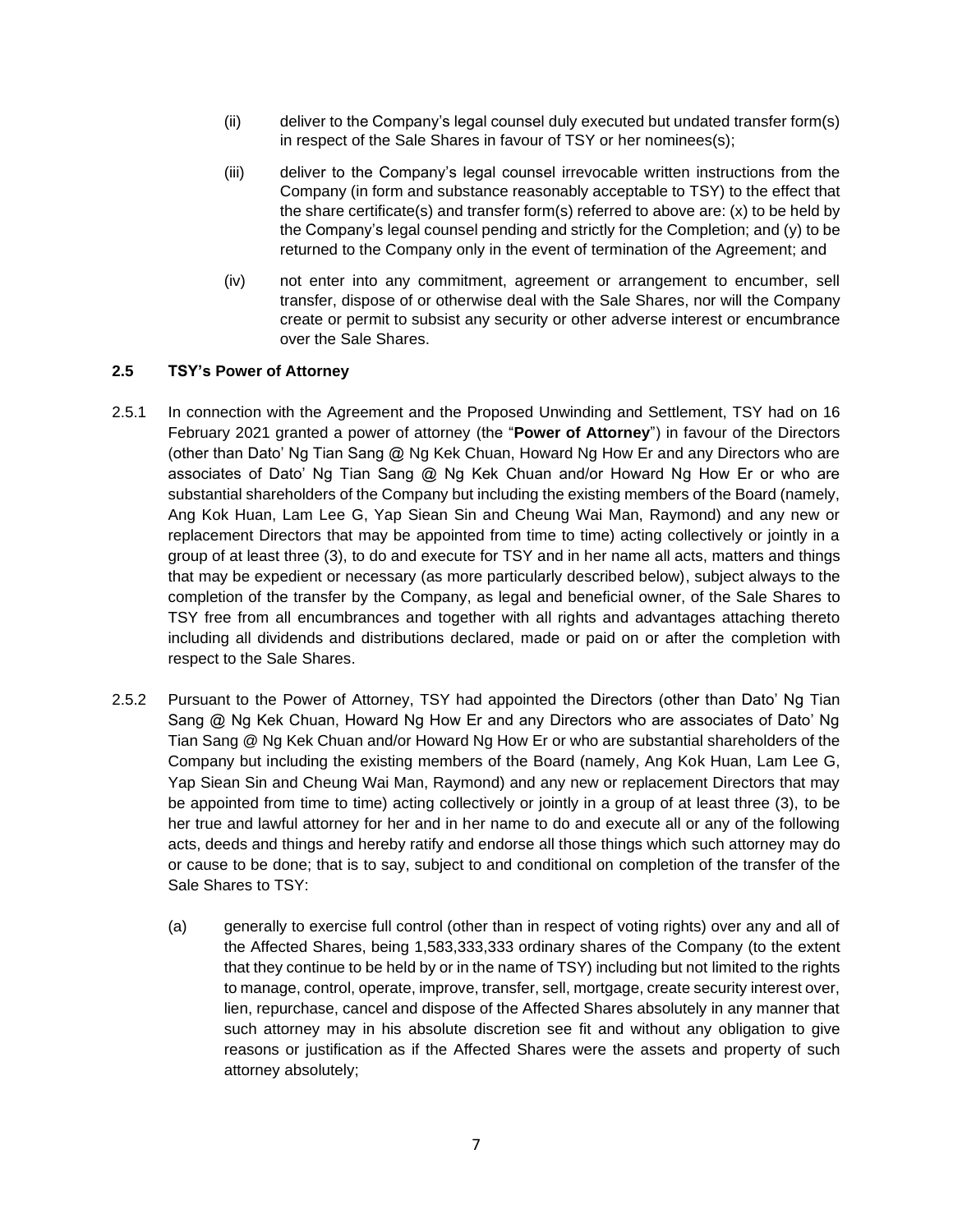(ii) deliver to the Company's legal counsel duly executed but undated transfer form(s) in respect of the Sale Shares in favour of TSY or her nominees(s);

(iii) deliver to the Company's legal counsel irrevocable written instructions from the Company (in form and substance reasonably acceptable to TSY) to the effect that the share certificate(s) and transfer form(s) referred to above are: (x) to be held by the Company's legal counsel pending and strictly for the Completion; and (y) to be returned to the Company only in the event of termination of the Agreement; and

(iv) not enter into any commitment, agreement or arrangement to encumber, sell transfer, dispose of or otherwise deal with the Sale Shares, nor will the Company create or permit to subsist any security or other adverse interest or encumbrance over the Sale Shares.

### 2.5 TSY's Power of Attorney

2.5.1 In connection with the Agreement and the Proposed Unwinding and Settlement, TSY had on 16 February 2021 granted a power of attorney (the "**Power of Attorney**") in favour of the Directors (other than Dato' Ng Tian Sang @ Ng Kek Chuan, Howard Ng How Er and any Directors who are associates of Dato' Ng Tian Sang @ Ng Kek Chuan and/or Howard Ng How Er or who are substantial shareholders of the Company but including the existing members of the Board (namely, Ang Kok Huan, Lam Lee G, Yap Siean Sin and Cheung Wai Man, Raymond) and any new or replacement Directors that may be appointed from time to time) acting collectively or jointly in a group of at least three (3), to do and execute for TSY and in her name all acts, matters and things that may be expedient or necessary (as more particularly described below), subject always to the completion of the transfer by the Company, as legal and beneficial owner, of the Sale Shares to TSY free from all encumbrances and together with all rights and advantages attaching thereto including all dividends and distributions declared, made or paid on or after the completion with respect to the Sale Shares.

2.5.2 Pursuant to the Power of Attorney, TSY had appointed the Directors (other than Dato' Ng Tian Sang @ Ng Kek Chuan, Howard Ng How Er and any Directors who are associates of Dato' Ng Tian Sang @ Ng Kek Chuan and/or Howard Ng How Er or who are substantial shareholders of the Company but including the existing members of the Board (namely, Ang Kok Huan, Lam Lee G, Yap Siean Sin and Cheung Wai Man, Raymond) and any new or replacement Directors that may be appointed from time to time) acting collectively or jointly in a group of at least three (3), to be her true and lawful attorney for her and in her name to do and execute all or any of the following acts, deeds and things and hereby ratify and endorse all those things which such attorney may do or cause to be done; that is to say, subject to and conditional on completion of the transfer of the Sale Shares to TSY:

(a) generally to exercise full control (other than in respect of voting rights) over any and all of the Affected Shares, being 1,583,333,333 ordinary shares of the Company (to the extent that they continue to be held by or in the name of TSY) including but not limited to the rights to manage, control, operate, improve, transfer, sell, mortgage, create security interest over, lien, repurchase, cancel and dispose of the Affected Shares absolutely in any manner that such attorney may in his absolute discretion see fit and without any obligation to give reasons or justification as if the Affected Shares were the assets and property of such attorney absolutely;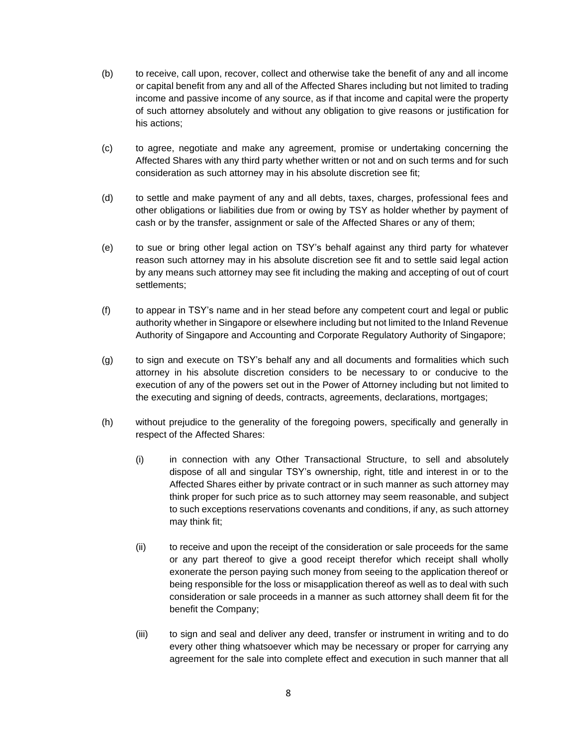(b) to receive, call upon, recover, collect and otherwise take the benefit of any and all income or capital benefit from any and all of the Affected Shares including but not limited to trading income and passive income of any source, as if that income and capital were the property of such attorney absolutely and without any obligation to give reasons or justification for his actions;

(c) to agree, negotiate and make any agreement, promise or undertaking concerning the Affected Shares with any third party whether written or not and on such terms and for such consideration as such attorney may in his absolute discretion see fit;

(d) to settle and make payment of any and all debts, taxes, charges, professional fees and other obligations or liabilities due from or owing by TSY as holder whether by payment of cash or by the transfer, assignment or sale of the Affected Shares or any of them;

(e) to sue or bring other legal action on TSY's behalf against any third party for whatever reason such attorney may in his absolute discretion see fit and to settle said legal action by any means such attorney may see fit including the making and accepting of out of court settlements;

(f) to appear in TSY's name and in her stead before any competent court and legal or public authority whether in Singapore or elsewhere including but not limited to the Inland Revenue Authority of Singapore and Accounting and Corporate Regulatory Authority of Singapore;

(g) to sign and execute on TSY's behalf any and all documents and formalities which such attorney in his absolute discretion considers to be necessary to or conducive to the execution of any of the powers set out in the Power of Attorney including but not limited to the executing and signing of deeds, contracts, agreements, declarations, mortgages;

(h) without prejudice to the generality of the foregoing powers, specifically and generally in respect of the Affected Shares:

    (i) in connection with any Other Transactional Structure, to sell and absolutely dispose of all and singular TSY's ownership, right, title and interest in or to the Affected Shares either by private contract or in such manner as such attorney may think proper for such price as to such attorney may seem reasonable, and subject to such exceptions reservations covenants and conditions, if any, as such attorney may think fit;

    (ii) to receive and upon the receipt of the consideration or sale proceeds for the same or any part thereof to give a good receipt therefor which receipt shall wholly exonerate the person paying such money from seeing to the application thereof or being responsible for the loss or misapplication thereof as well as to deal with such consideration or sale proceeds in a manner as such attorney shall deem fit for the benefit the Company;

    (iii) to sign and seal and deliver any deed, transfer or instrument in writing and to do every other thing whatsoever which may be necessary or proper for carrying any agreement for the sale into complete effect and execution in such manner that all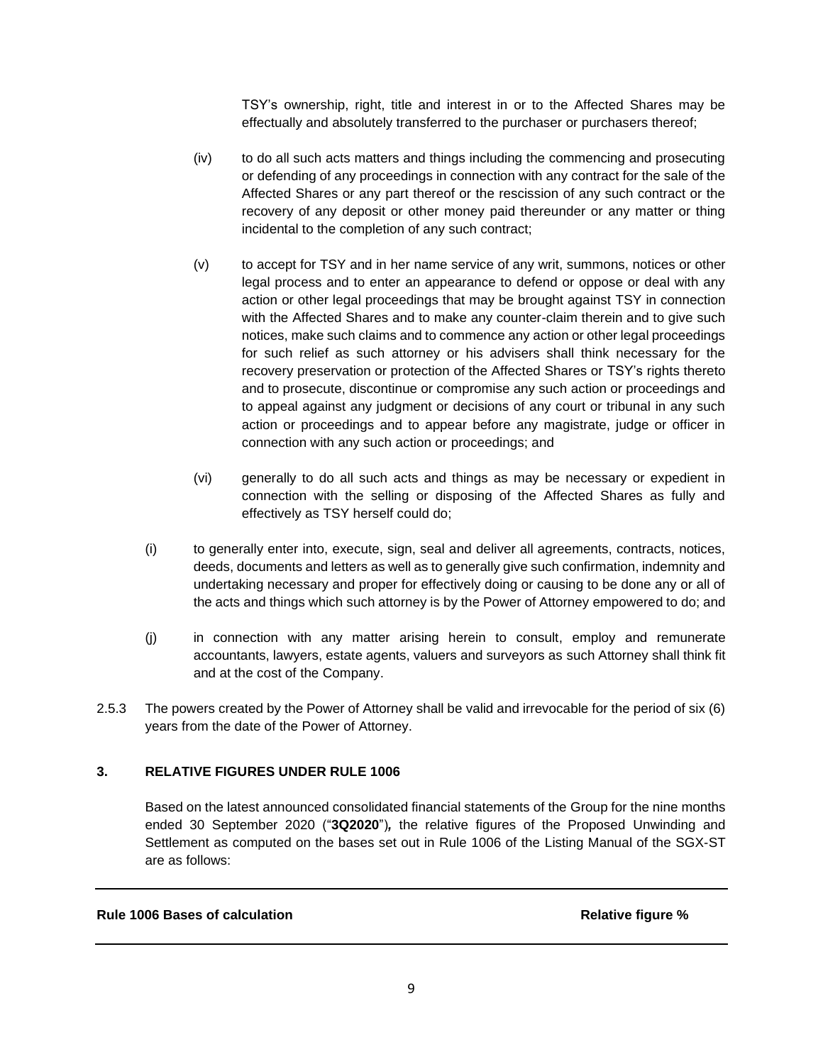TSY's ownership, right, title and interest in or to the Affected Shares may be effectually and absolutely transferred to the purchaser or purchasers thereof;

(iv) to do all such acts matters and things including the commencing and prosecuting or defending of any proceedings in connection with any contract for the sale of the Affected Shares or any part thereof or the rescission of any such contract or the recovery of any deposit or other money paid thereunder or any matter or thing incidental to the completion of any such contract;

(v) to accept for TSY and in her name service of any writ, summons, notices or other legal process and to enter an appearance to defend or oppose or deal with any action or other legal proceedings that may be brought against TSY in connection with the Affected Shares and to make any counter-claim therein and to give such notices, make such claims and to commence any action or other legal proceedings for such relief as such attorney or his advisers shall think necessary for the recovery preservation or protection of the Affected Shares or TSY's rights thereto and to prosecute, discontinue or compromise any such action or proceedings and to appeal against any judgment or decisions of any court or tribunal in any such action or proceedings and to appear before any magistrate, judge or officer in connection with any such action or proceedings; and

(vi) generally to do all such acts and things as may be necessary or expedient in connection with the selling or disposing of the Affected Shares as fully and effectively as TSY herself could do;

(i) to generally enter into, execute, sign, seal and deliver all agreements, contracts, notices, deeds, documents and letters as well as to generally give such confirmation, indemnity and undertaking necessary and proper for effectively doing or causing to be done any or all of the acts and things which such attorney is by the Power of Attorney empowered to do; and

(j) in connection with any matter arising herein to consult, employ and remunerate accountants, lawyers, estate agents, valuers and surveyors as such Attorney shall think fit and at the cost of the Company.

2.5.3 The powers created by the Power of Attorney shall be valid and irrevocable for the period of six (6) years from the date of the Power of Attorney.

## 3. RELATIVE FIGURES UNDER RULE 1006

Based on the latest announced consolidated financial statements of the Group for the nine months ended 30 September 2020 ("**3Q2020**")*,* the relative figures of the Proposed Unwinding and Settlement as computed on the bases set out in Rule 1006 of the Listing Manual of the SGX-ST are as follows:

| Rule 1006 Bases of calculation | Relative figure % |
| --- | --- |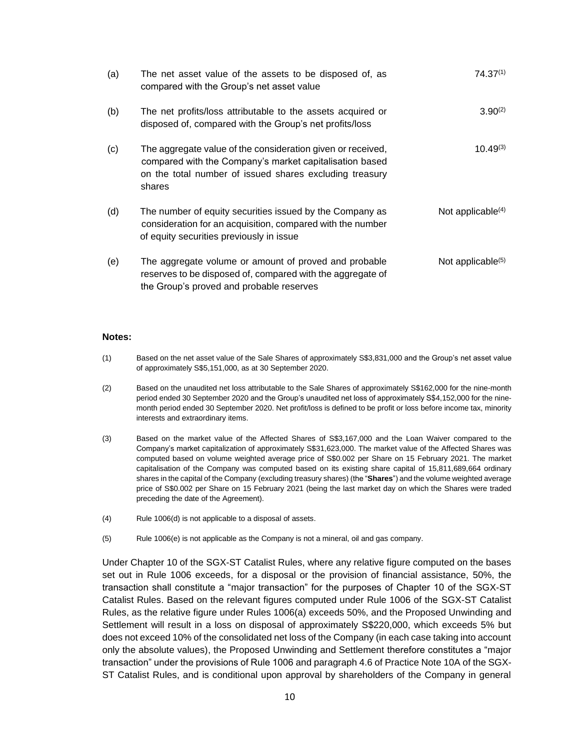| | | |
|---|---|---|
| (a) | The net asset value of the assets to be disposed of, as compared with the Group's net asset value | 74.37[(1)] |
| (b) | The net profits/loss attributable to the assets acquired or disposed of, compared with the Group's net profits/loss | 3.90[(2)] |
| (c) | The aggregate value of the consideration given or received, compared with the Company's market capitalisation based on the total number of issued shares excluding treasury shares | 10.49[(3)] |
| (d) | The number of equity securities issued by the Company as consideration for an acquisition, compared with the number of equity securities previously in issue | Not applicable[(4)] |
| (e) | The aggregate volume or amount of proved and probable reserves to be disposed of, compared with the aggregate of the Group's proved and probable reserves | Not applicable[(5)] |

**Notes:**

(1) Based on the net asset value of the Sale Shares of approximately S$3,831,000 and the Group's net asset value of approximately S$5,151,000, as at 30 September 2020.

(2) Based on the unaudited net loss attributable to the Sale Shares of approximately S$162,000 for the nine-month period ended 30 September 2020 and the Group's unaudited net loss of approximately S$4,152,000 for the nine-month period ended 30 September 2020. Net profit/loss is defined to be profit or loss before income tax, minority interests and extraordinary items.

(3) Based on the market value of the Affected Shares of S$3,167,000 and the Loan Waiver compared to the Company's market capitalization of approximately S$31,623,000. The market value of the Affected Shares was computed based on volume weighted average price of S$0.002 per Share on 15 February 2021. The market capitalisation of the Company was computed based on its existing share capital of 15,811,689,664 ordinary shares in the capital of the Company (excluding treasury shares) (the "**Shares**") and the volume weighted average price of S$0.002 per Share on 15 February 2021 (being the last market day on which the Shares were traded preceding the date of the Agreement).

(4) Rule 1006(d) is not applicable to a disposal of assets.

(5) Rule 1006(e) is not applicable as the Company is not a mineral, oil and gas company.

Under Chapter 10 of the SGX-ST Catalist Rules, where any relative figure computed on the bases set out in Rule 1006 exceeds, for a disposal or the provision of financial assistance, 50%, the transaction shall constitute a "major transaction" for the purposes of Chapter 10 of the SGX-ST Catalist Rules. Based on the relevant figures computed under Rule 1006 of the SGX-ST Catalist Rules, as the relative figure under Rules 1006(a) exceeds 50%, and the Proposed Unwinding and Settlement will result in a loss on disposal of approximately S$220,000, which exceeds 5% but does not exceed 10% of the consolidated net loss of the Company (in each case taking into account only the absolute values), the Proposed Unwinding and Settlement therefore constitutes a "major transaction" under the provisions of Rule 1006 and paragraph 4.6 of Practice Note 10A of the SGX-ST Catalist Rules, and is conditional upon approval by shareholders of the Company in general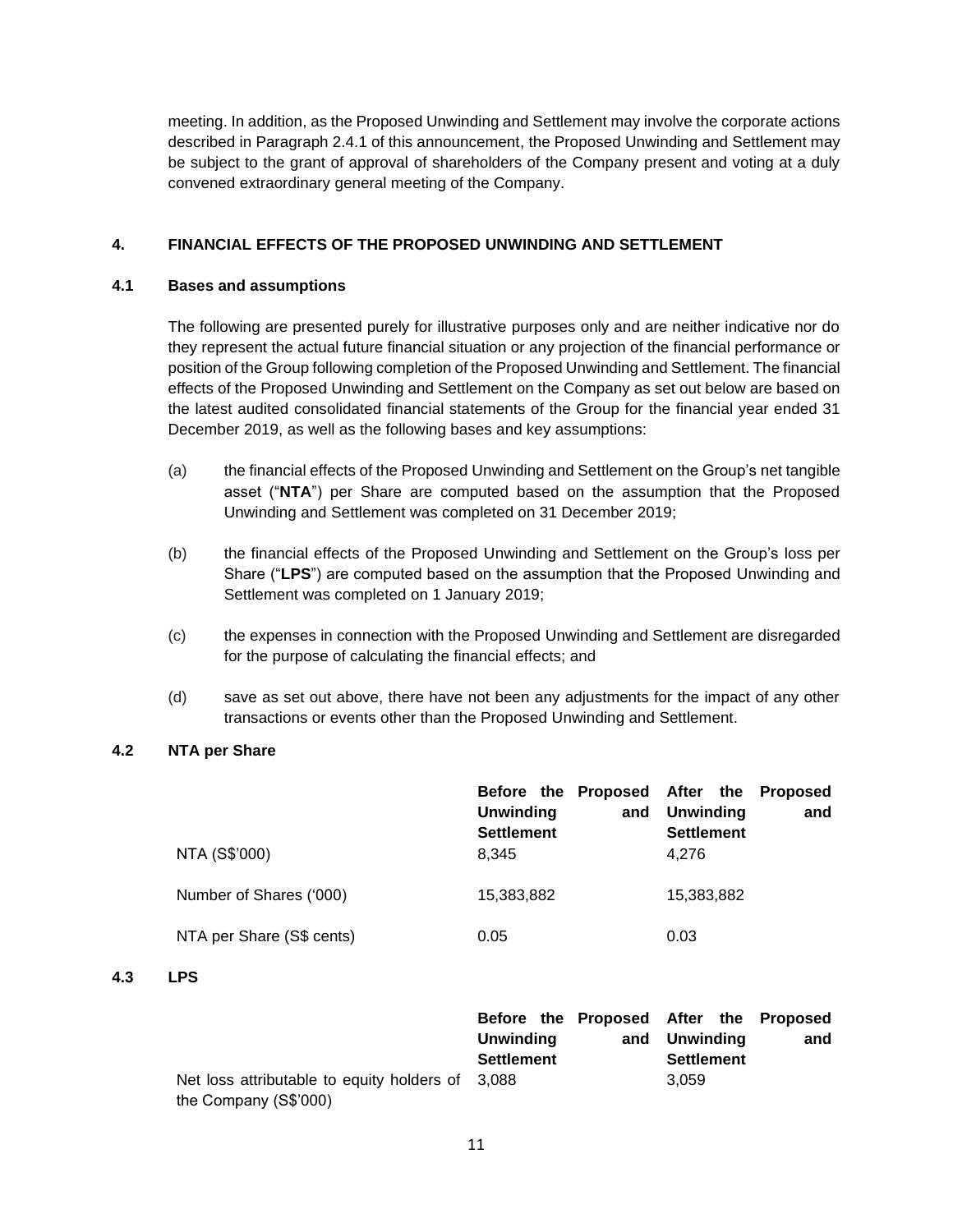meeting. In addition, as the Proposed Unwinding and Settlement may involve the corporate actions described in Paragraph 2.4.1 of this announcement, the Proposed Unwinding and Settlement may be subject to the grant of approval of shareholders of the Company present and voting at a duly convened extraordinary general meeting of the Company.

## 4. FINANCIAL EFFECTS OF THE PROPOSED UNWINDING AND SETTLEMENT

### 4.1 Bases and assumptions

The following are presented purely for illustrative purposes only and are neither indicative nor do they represent the actual future financial situation or any projection of the financial performance or position of the Group following completion of the Proposed Unwinding and Settlement. The financial effects of the Proposed Unwinding and Settlement on the Company as set out below are based on the latest audited consolidated financial statements of the Group for the financial year ended 31 December 2019, as well as the following bases and key assumptions:

(a) the financial effects of the Proposed Unwinding and Settlement on the Group's net tangible asset ("**NTA**") per Share are computed based on the assumption that the Proposed Unwinding and Settlement was completed on 31 December 2019;

(b) the financial effects of the Proposed Unwinding and Settlement on the Group's loss per Share ("**LPS**") are computed based on the assumption that the Proposed Unwinding and Settlement was completed on 1 January 2019;

(c) the expenses in connection with the Proposed Unwinding and Settlement are disregarded for the purpose of calculating the financial effects; and

(d) save as set out above, there have not been any adjustments for the impact of any other transactions or events other than the Proposed Unwinding and Settlement.

### 4.2 NTA per Share

| | **Before the Proposed Unwinding and Settlement** | **After the Proposed Unwinding and Settlement** |
|---|---|---|
| NTA (S$'000) | 8,345 | 4,276 |
| Number of Shares ('000) | 15,383,882 | 15,383,882 |
| NTA per Share (S$ cents) | 0.05 | 0.03 |

### 4.3 LPS

| | **Before the Proposed Unwinding and Settlement** | **After the Proposed Unwinding and Settlement** |
|---|---|---|
| Net loss attributable to equity holders of the Company (S$'000) | 3,088 | 3,059 |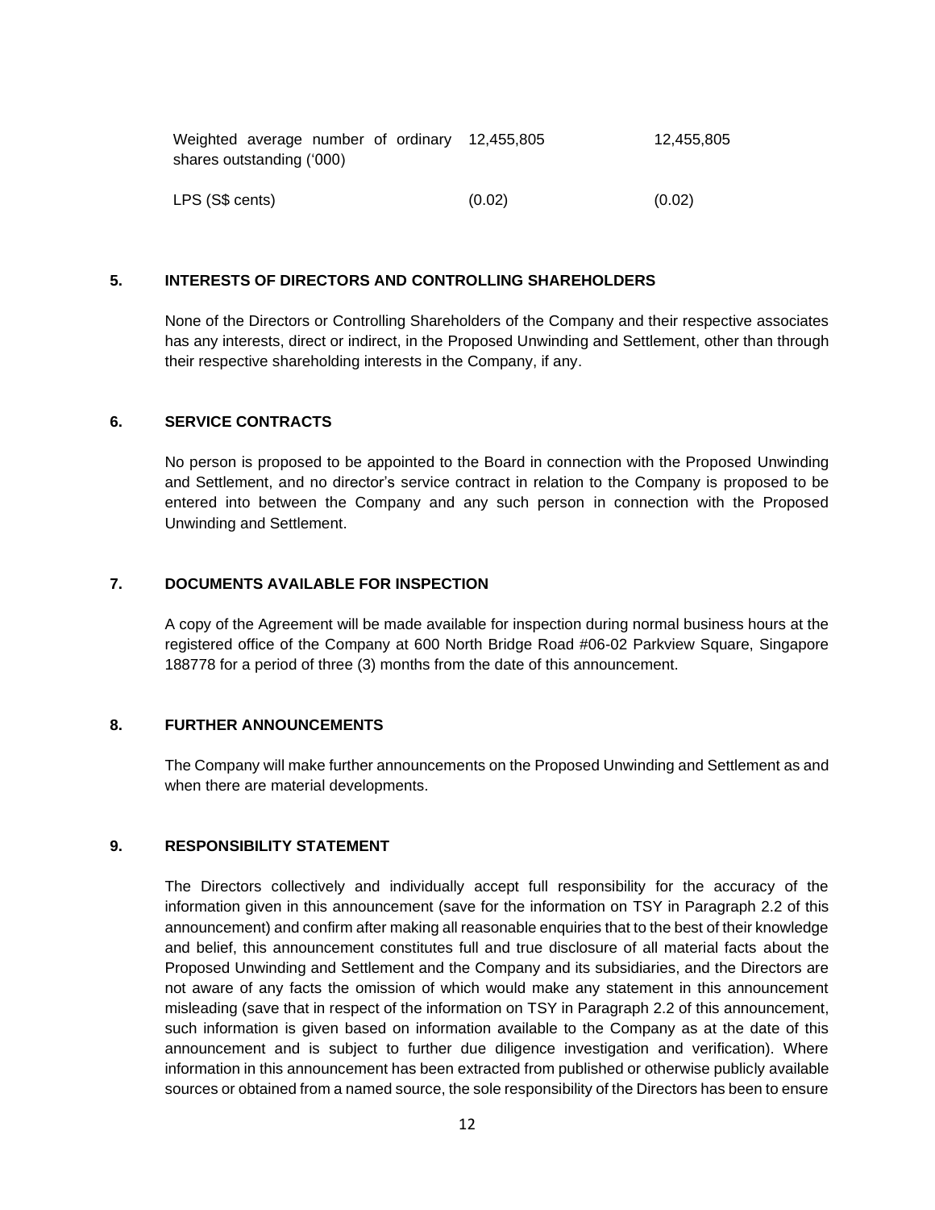| | | |
|---|---|---|
| Weighted average number of ordinary shares outstanding ('000) | 12,455,805 | 12,455,805 |
| LPS (S$ cents) | (0.02) | (0.02) |

## 5. INTERESTS OF DIRECTORS AND CONTROLLING SHAREHOLDERS

None of the Directors or Controlling Shareholders of the Company and their respective associates has any interests, direct or indirect, in the Proposed Unwinding and Settlement, other than through their respective shareholding interests in the Company, if any.

## 6. SERVICE CONTRACTS

No person is proposed to be appointed to the Board in connection with the Proposed Unwinding and Settlement, and no director's service contract in relation to the Company is proposed to be entered into between the Company and any such person in connection with the Proposed Unwinding and Settlement.

## 7. DOCUMENTS AVAILABLE FOR INSPECTION

A copy of the Agreement will be made available for inspection during normal business hours at the registered office of the Company at 600 North Bridge Road #06-02 Parkview Square, Singapore 188778 for a period of three (3) months from the date of this announcement.

## 8. FURTHER ANNOUNCEMENTS

The Company will make further announcements on the Proposed Unwinding and Settlement as and when there are material developments.

## 9. RESPONSIBILITY STATEMENT

The Directors collectively and individually accept full responsibility for the accuracy of the information given in this announcement (save for the information on TSY in Paragraph 2.2 of this announcement) and confirm after making all reasonable enquiries that to the best of their knowledge and belief, this announcement constitutes full and true disclosure of all material facts about the Proposed Unwinding and Settlement and the Company and its subsidiaries, and the Directors are not aware of any facts the omission of which would make any statement in this announcement misleading (save that in respect of the information on TSY in Paragraph 2.2 of this announcement, such information is given based on information available to the Company as at the date of this announcement and is subject to further due diligence investigation and verification). Where information in this announcement has been extracted from published or otherwise publicly available sources or obtained from a named source, the sole responsibility of the Directors has been to ensure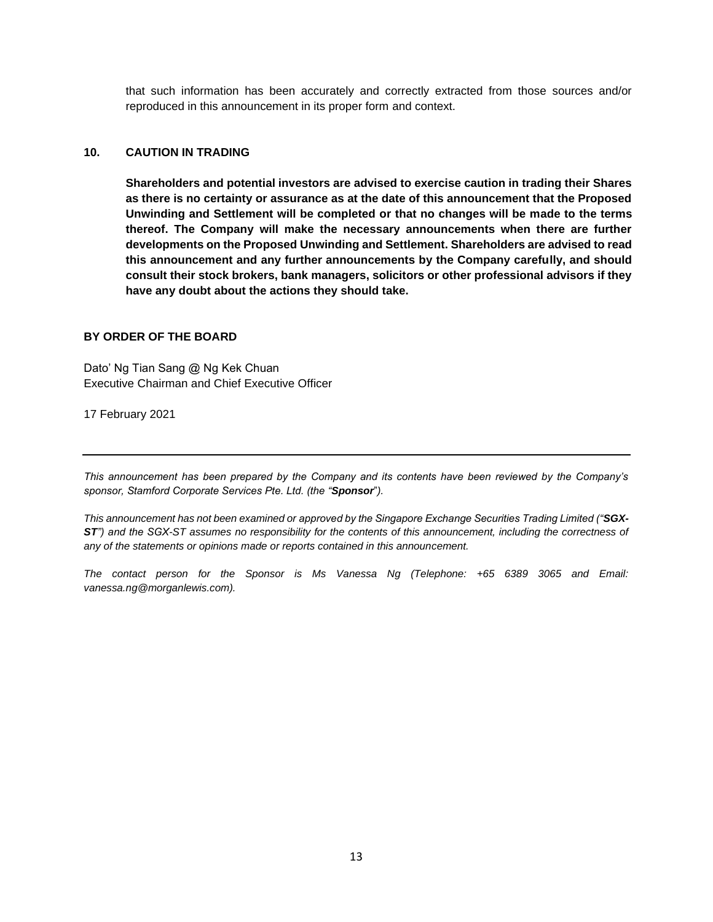that such information has been accurately and correctly extracted from those sources and/or reproduced in this announcement in its proper form and context.

## 10. CAUTION IN TRADING

**Shareholders and potential investors are advised to exercise caution in trading their Shares as there is no certainty or assurance as at the date of this announcement that the Proposed Unwinding and Settlement will be completed or that no changes will be made to the terms thereof. The Company will make the necessary announcements when there are further developments on the Proposed Unwinding and Settlement. Shareholders are advised to read this announcement and any further announcements by the Company carefully, and should consult their stock brokers, bank managers, solicitors or other professional advisors if they have any doubt about the actions they should take.**

**BY ORDER OF THE BOARD**

Dato' Ng Tian Sang @ Ng Kek Chuan
Executive Chairman and Chief Executive Officer

17 February 2021

---

*This announcement has been prepared by the Company and its contents have been reviewed by the Company's sponsor, Stamford Corporate Services Pte. Ltd. (the "**Sponsor**").*

*This announcement has not been examined or approved by the Singapore Exchange Securities Trading Limited ("**SGX-ST**") and the SGX-ST assumes no responsibility for the contents of this announcement, including the correctness of any of the statements or opinions made or reports contained in this announcement.*

*The contact person for the Sponsor is Ms Vanessa Ng (Telephone: +65 6389 3065 and Email: vanessa.ng@morganlewis.com).*